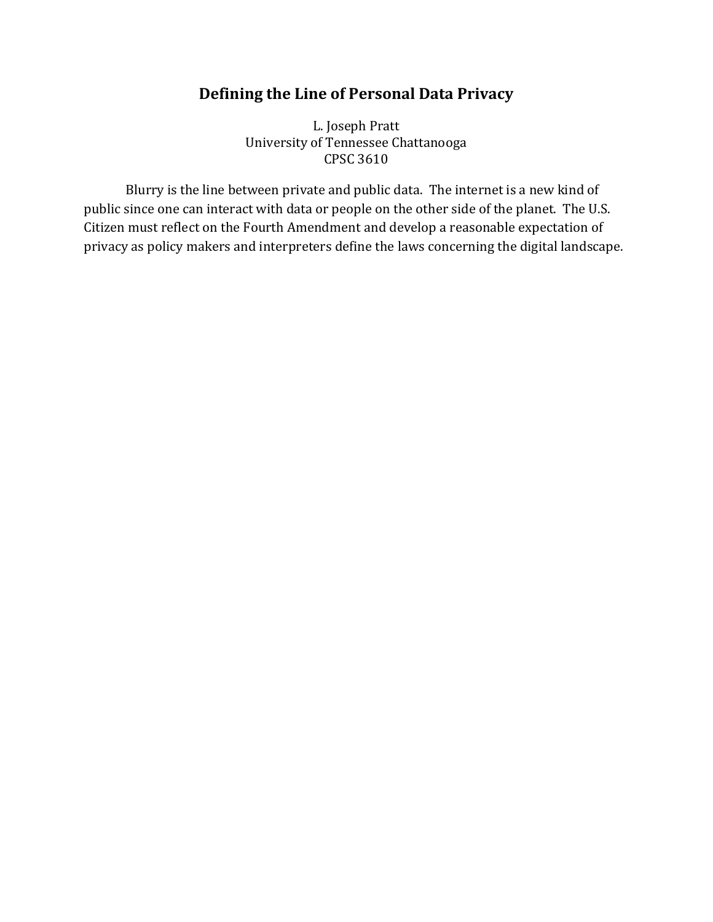# Defining the Line of Personal Data Privacy

L. Joseph Pratt
University of Tennessee Chattanooga
CPSC 3610

Blurry is the line between private and public data. The internet is a new kind of public since one can interact with data or people on the other side of the planet. The U.S. Citizen must reflect on the Fourth Amendment and develop a reasonable expectation of privacy as policy makers and interpreters define the laws concerning the digital landscape.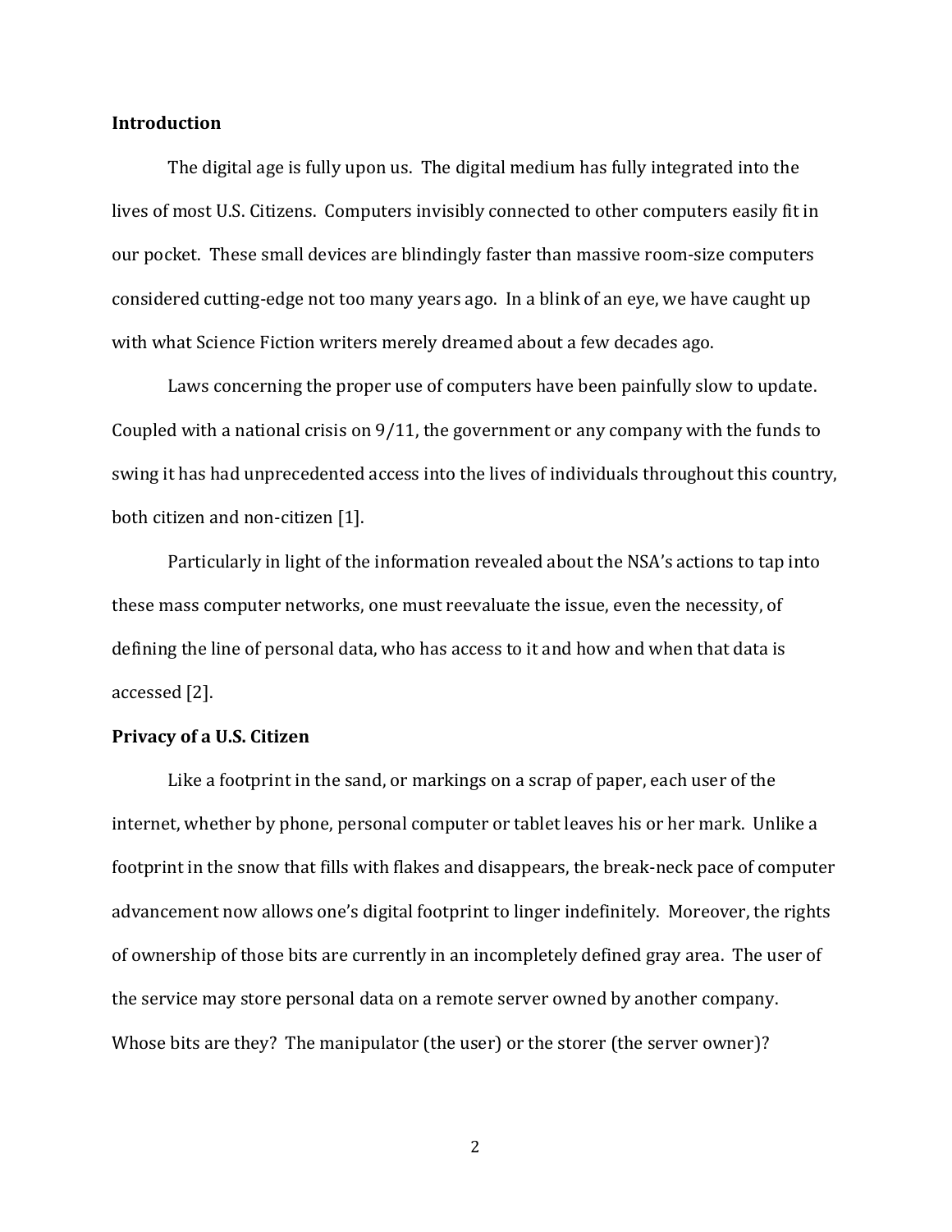**Introduction**

The digital age is fully upon us. The digital medium has fully integrated into the lives of most U.S. Citizens. Computers invisibly connected to other computers easily fit in our pocket. These small devices are blindingly faster than massive room-size computers considered cutting-edge not too many years ago. In a blink of an eye, we have caught up with what Science Fiction writers merely dreamed about a few decades ago.

Laws concerning the proper use of computers have been painfully slow to update. Coupled with a national crisis on 9/11, the government or any company with the funds to swing it has had unprecedented access into the lives of individuals throughout this country, both citizen and non-citizen [1].

Particularly in light of the information revealed about the NSA's actions to tap into these mass computer networks, one must reevaluate the issue, even the necessity, of defining the line of personal data, who has access to it and how and when that data is accessed [2].

**Privacy of a U.S. Citizen**

Like a footprint in the sand, or markings on a scrap of paper, each user of the internet, whether by phone, personal computer or tablet leaves his or her mark. Unlike a footprint in the snow that fills with flakes and disappears, the break-neck pace of computer advancement now allows one's digital footprint to linger indefinitely. Moreover, the rights of ownership of those bits are currently in an incompletely defined gray area. The user of the service may store personal data on a remote server owned by another company. Whose bits are they? The manipulator (the user) or the storer (the server owner)?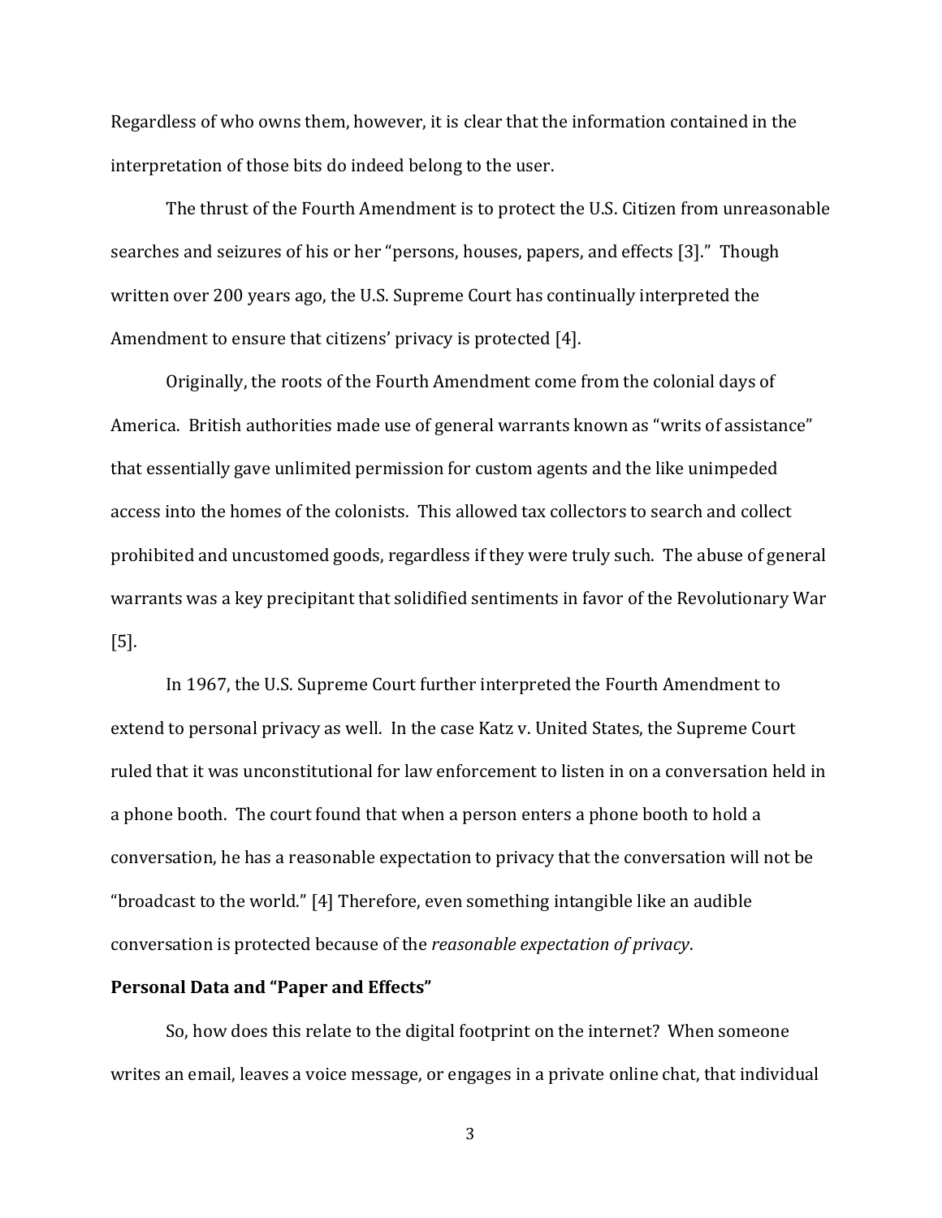Regardless of who owns them, however, it is clear that the information contained in the interpretation of those bits do indeed belong to the user.

The thrust of the Fourth Amendment is to protect the U.S. Citizen from unreasonable searches and seizures of his or her "persons, houses, papers, and effects [3]." Though written over 200 years ago, the U.S. Supreme Court has continually interpreted the Amendment to ensure that citizens' privacy is protected [4].

Originally, the roots of the Fourth Amendment come from the colonial days of America. British authorities made use of general warrants known as "writs of assistance" that essentially gave unlimited permission for custom agents and the like unimpeded access into the homes of the colonists. This allowed tax collectors to search and collect prohibited and uncustomed goods, regardless if they were truly such. The abuse of general warrants was a key precipitant that solidified sentiments in favor of the Revolutionary War [5].

In 1967, the U.S. Supreme Court further interpreted the Fourth Amendment to extend to personal privacy as well. In the case Katz v. United States, the Supreme Court ruled that it was unconstitutional for law enforcement to listen in on a conversation held in a phone booth. The court found that when a person enters a phone booth to hold a conversation, he has a reasonable expectation to privacy that the conversation will not be "broadcast to the world." [4] Therefore, even something intangible like an audible conversation is protected because of the *reasonable expectation of privacy*.

**Personal Data and "Paper and Effects"**

So, how does this relate to the digital footprint on the internet? When someone writes an email, leaves a voice message, or engages in a private online chat, that individual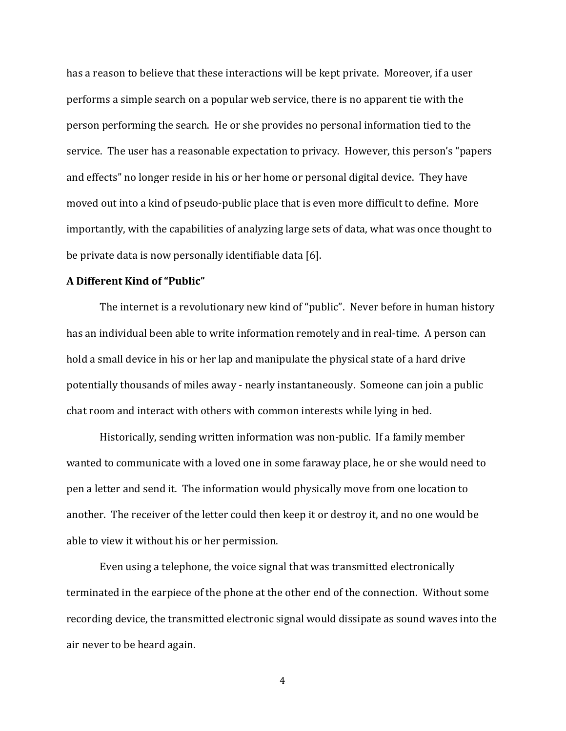has a reason to believe that these interactions will be kept private. Moreover, if a user performs a simple search on a popular web service, there is no apparent tie with the person performing the search. He or she provides no personal information tied to the service. The user has a reasonable expectation to privacy. However, this person's "papers and effects" no longer reside in his or her home or personal digital device. They have moved out into a kind of pseudo-public place that is even more difficult to define. More importantly, with the capabilities of analyzing large sets of data, what was once thought to be private data is now personally identifiable data [6].

**A Different Kind of "Public"**

The internet is a revolutionary new kind of "public". Never before in human history has an individual been able to write information remotely and in real-time. A person can hold a small device in his or her lap and manipulate the physical state of a hard drive potentially thousands of miles away - nearly instantaneously. Someone can join a public chat room and interact with others with common interests while lying in bed.

Historically, sending written information was non-public. If a family member wanted to communicate with a loved one in some faraway place, he or she would need to pen a letter and send it. The information would physically move from one location to another. The receiver of the letter could then keep it or destroy it, and no one would be able to view it without his or her permission.

Even using a telephone, the voice signal that was transmitted electronically terminated in the earpiece of the phone at the other end of the connection. Without some recording device, the transmitted electronic signal would dissipate as sound waves into the air never to be heard again.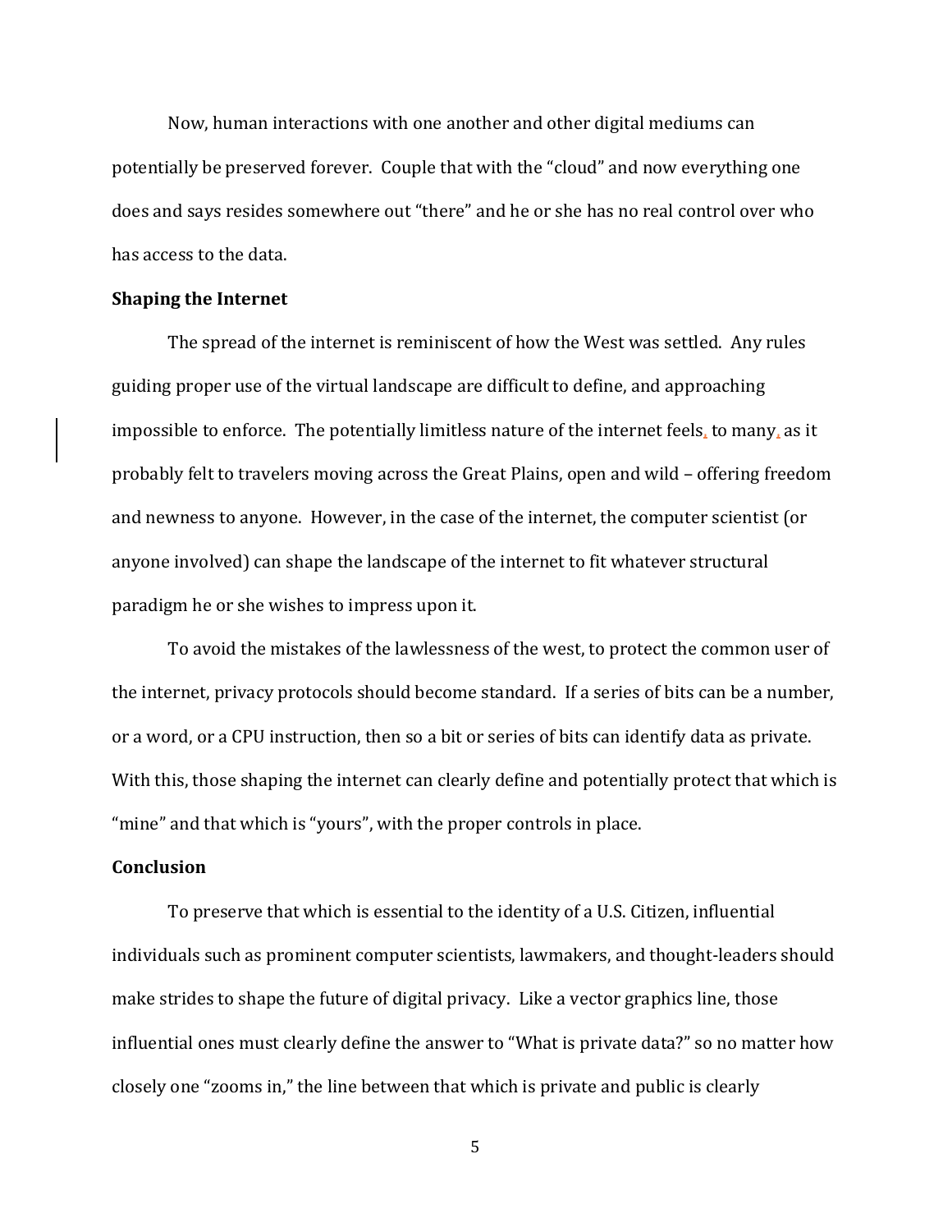Now, human interactions with one another and other digital mediums can potentially be preserved forever. Couple that with the "cloud" and now everything one does and says resides somewhere out "there" and he or she has no real control over who has access to the data.

**Shaping the Internet**

The spread of the internet is reminiscent of how the West was settled. Any rules guiding proper use of the virtual landscape are difficult to define, and approaching impossible to enforce. The potentially limitless nature of the internet feels, to many, as it probably felt to travelers moving across the Great Plains, open and wild – offering freedom and newness to anyone. However, in the case of the internet, the computer scientist (or anyone involved) can shape the landscape of the internet to fit whatever structural paradigm he or she wishes to impress upon it.

To avoid the mistakes of the lawlessness of the west, to protect the common user of the internet, privacy protocols should become standard. If a series of bits can be a number, or a word, or a CPU instruction, then so a bit or series of bits can identify data as private. With this, those shaping the internet can clearly define and potentially protect that which is "mine" and that which is "yours", with the proper controls in place.

**Conclusion**

To preserve that which is essential to the identity of a U.S. Citizen, influential individuals such as prominent computer scientists, lawmakers, and thought-leaders should make strides to shape the future of digital privacy. Like a vector graphics line, those influential ones must clearly define the answer to "What is private data?" so no matter how closely one "zooms in," the line between that which is private and public is clearly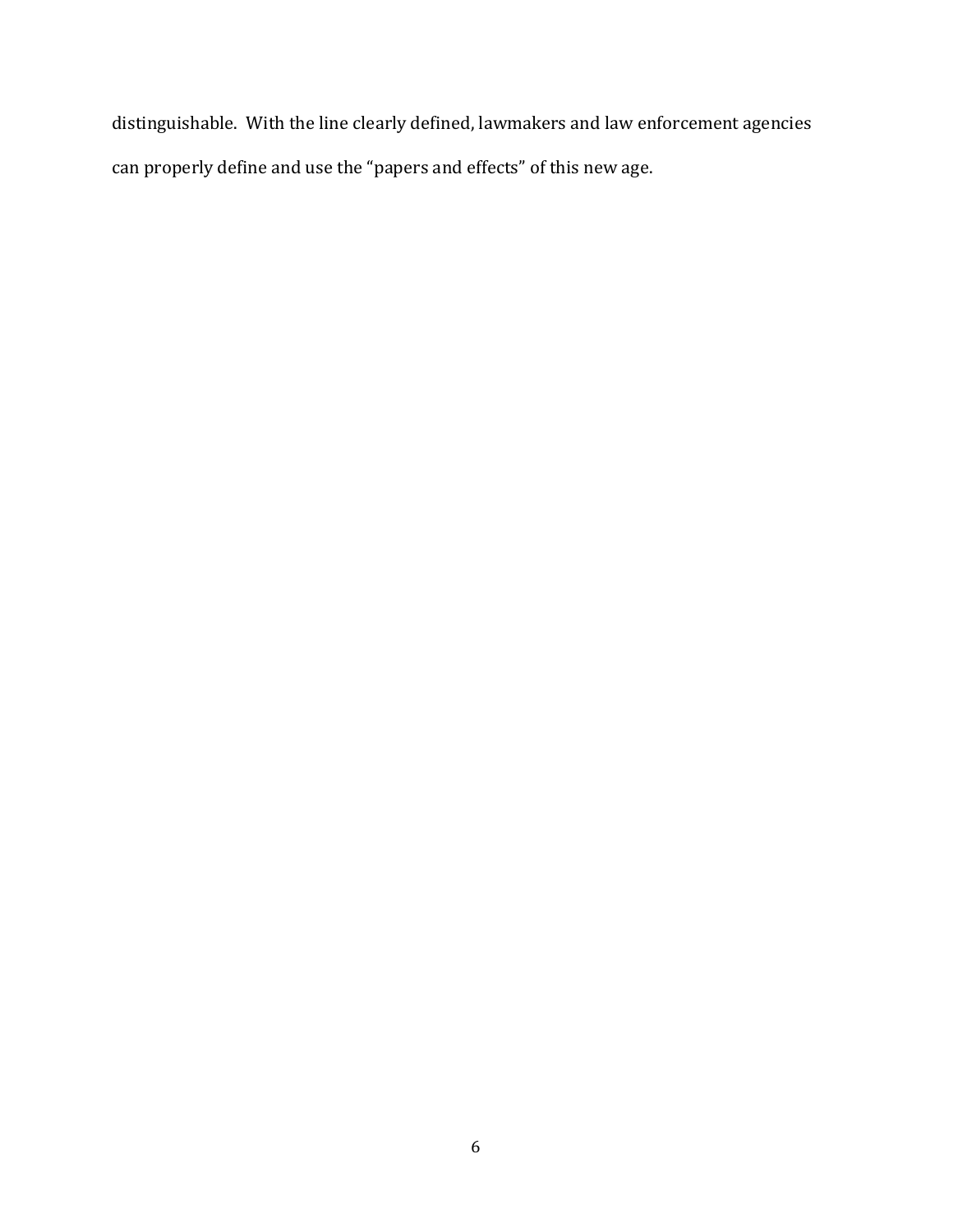distinguishable. With the line clearly defined, lawmakers and law enforcement agencies can properly define and use the "papers and effects" of this new age.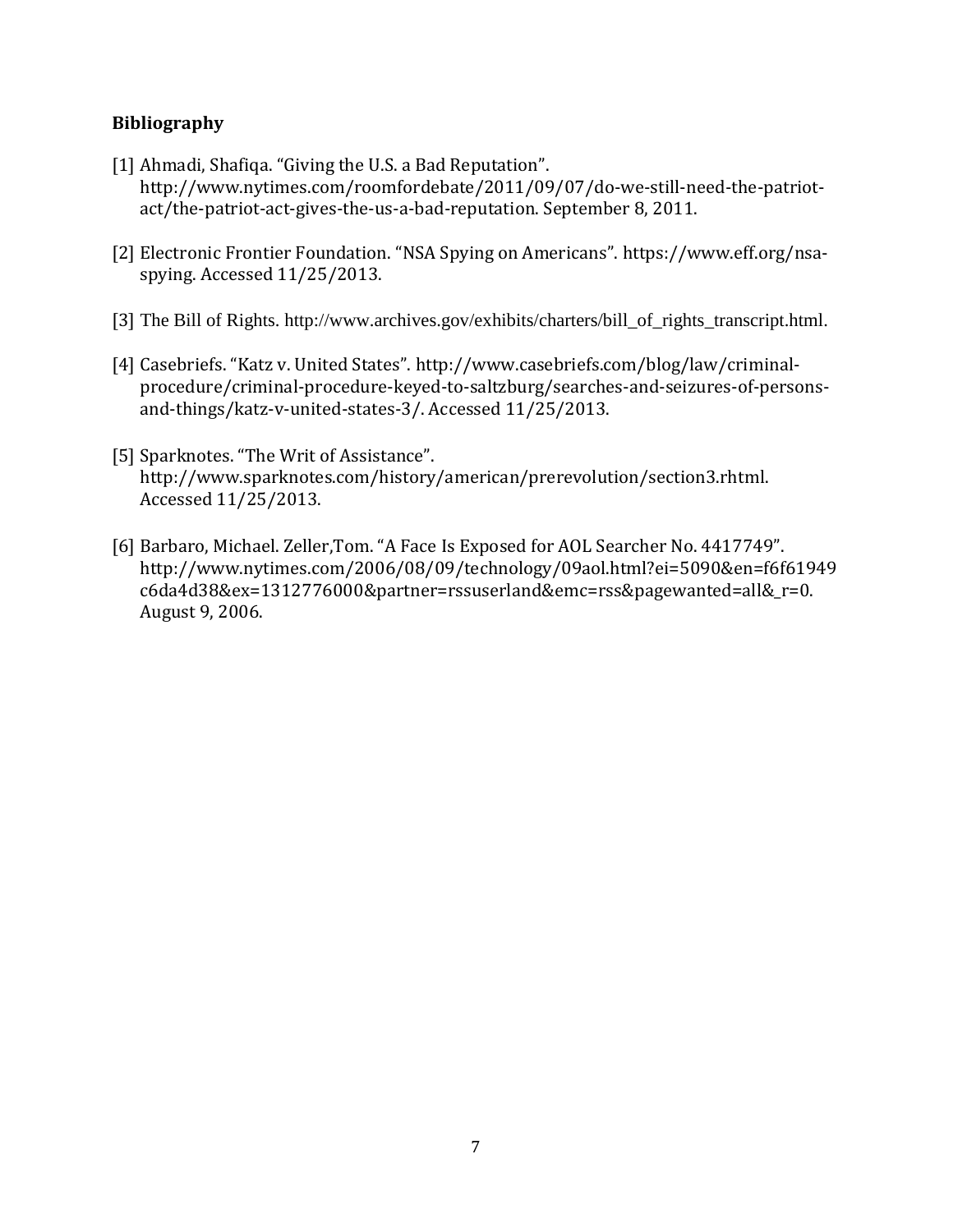**Bibliography**

[1] Ahmadi, Shafiqa. "Giving the U.S. a Bad Reputation". http://www.nytimes.com/roomfordebate/2011/09/07/do-we-still-need-the-patriot-act/the-patriot-act-gives-the-us-a-bad-reputation. September 8, 2011.

[2] Electronic Frontier Foundation. "NSA Spying on Americans". https://www.eff.org/nsa-spying. Accessed 11/25/2013.

[3] The Bill of Rights. http://www.archives.gov/exhibits/charters/bill_of_rights_transcript.html.

[4] Casebriefs. "Katz v. United States". http://www.casebriefs.com/blog/law/criminal-procedure/criminal-procedure-keyed-to-saltzburg/searches-and-seizures-of-persons-and-things/katz-v-united-states-3/. Accessed 11/25/2013.

[5] Sparknotes. "The Writ of Assistance". http://www.sparknotes.com/history/american/prerevolution/section3.rhtml. Accessed 11/25/2013.

[6] Barbaro, Michael. Zeller,Tom. "A Face Is Exposed for AOL Searcher No. 4417749". http://www.nytimes.com/2006/08/09/technology/09aol.html?ei=5090&en=f6f61949c6da4d38&ex=1312776000&partner=rssuserland&emc=rss&pagewanted=all&_r=0. August 9, 2006.